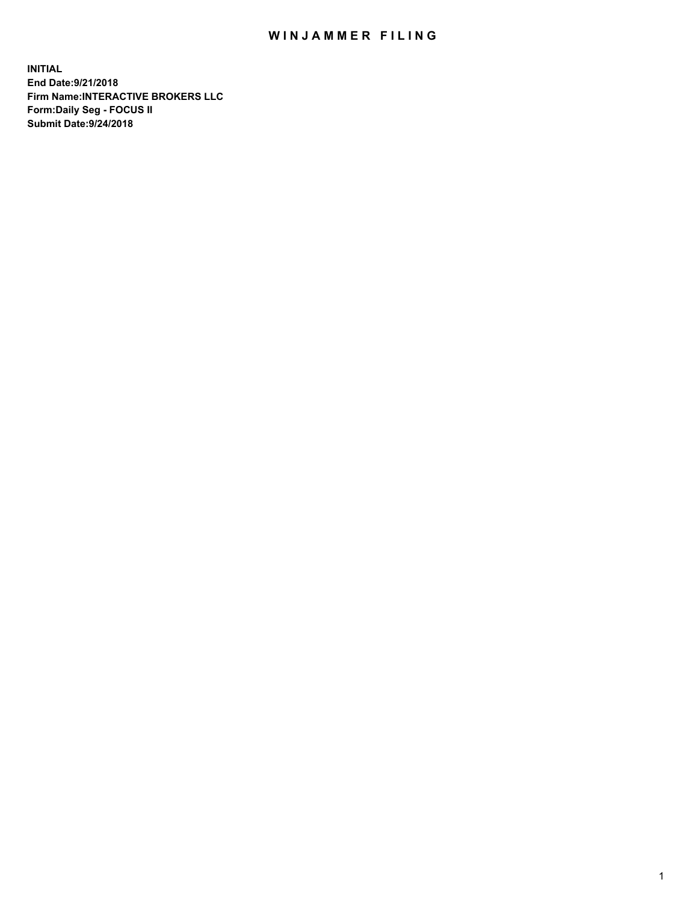# WINJAMMER FILING

**INITIAL**
**End Date:9/21/2018**
**Firm Name:INTERACTIVE BROKERS LLC**
**Form:Daily Seg - FOCUS II**
**Submit Date:9/24/2018**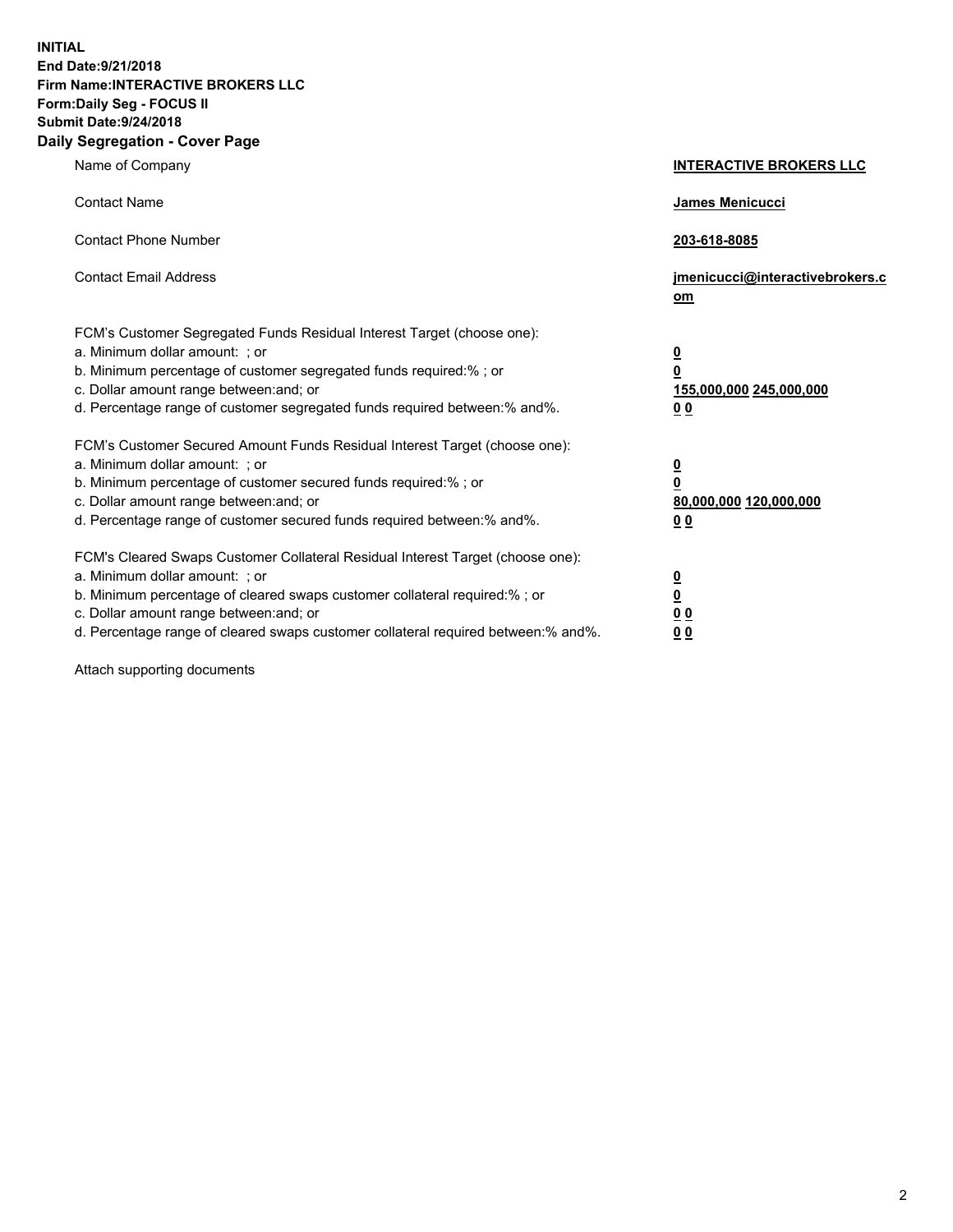**INITIAL**
**End Date:9/21/2018**
**Firm Name:INTERACTIVE BROKERS LLC**
**Form:Daily Seg - FOCUS II**
**Submit Date:9/24/2018**
**Daily Segregation - Cover Page**

| | |
|---|---|
| Name of Company | **INTERACTIVE BROKERS LLC** |
| Contact Name | **James Menicucci** |
| Contact Phone Number | **203-618-8085** |
| Contact Email Address | **jmenicucci@interactivebrokers.com** |

FCM's Customer Segregated Funds Residual Interest Target (choose one):

| | |
|---|---|
| a. Minimum dollar amount: ; or | **0** |
| b. Minimum percentage of customer segregated funds required:% ; or | **0** |
| c. Dollar amount range between:and; or | **155,000,000 245,000,000** |
| d. Percentage range of customer segregated funds required between:% and%. | **0 0** |

FCM's Customer Secured Amount Funds Residual Interest Target (choose one):

| | |
|---|---|
| a. Minimum dollar amount: ; or | **0** |
| b. Minimum percentage of customer secured funds required:% ; or | **0** |
| c. Dollar amount range between:and; or | **80,000,000 120,000,000** |
| d. Percentage range of customer secured funds required between:% and%. | **0 0** |

FCM's Cleared Swaps Customer Collateral Residual Interest Target (choose one):

| | |
|---|---|
| a. Minimum dollar amount: ; or | **0** |
| b. Minimum percentage of cleared swaps customer collateral required:% ; or | **0** |
| c. Dollar amount range between:and; or | **0 0** |
| d. Percentage range of cleared swaps customer collateral required between:% and%. | **0 0** |

Attach supporting documents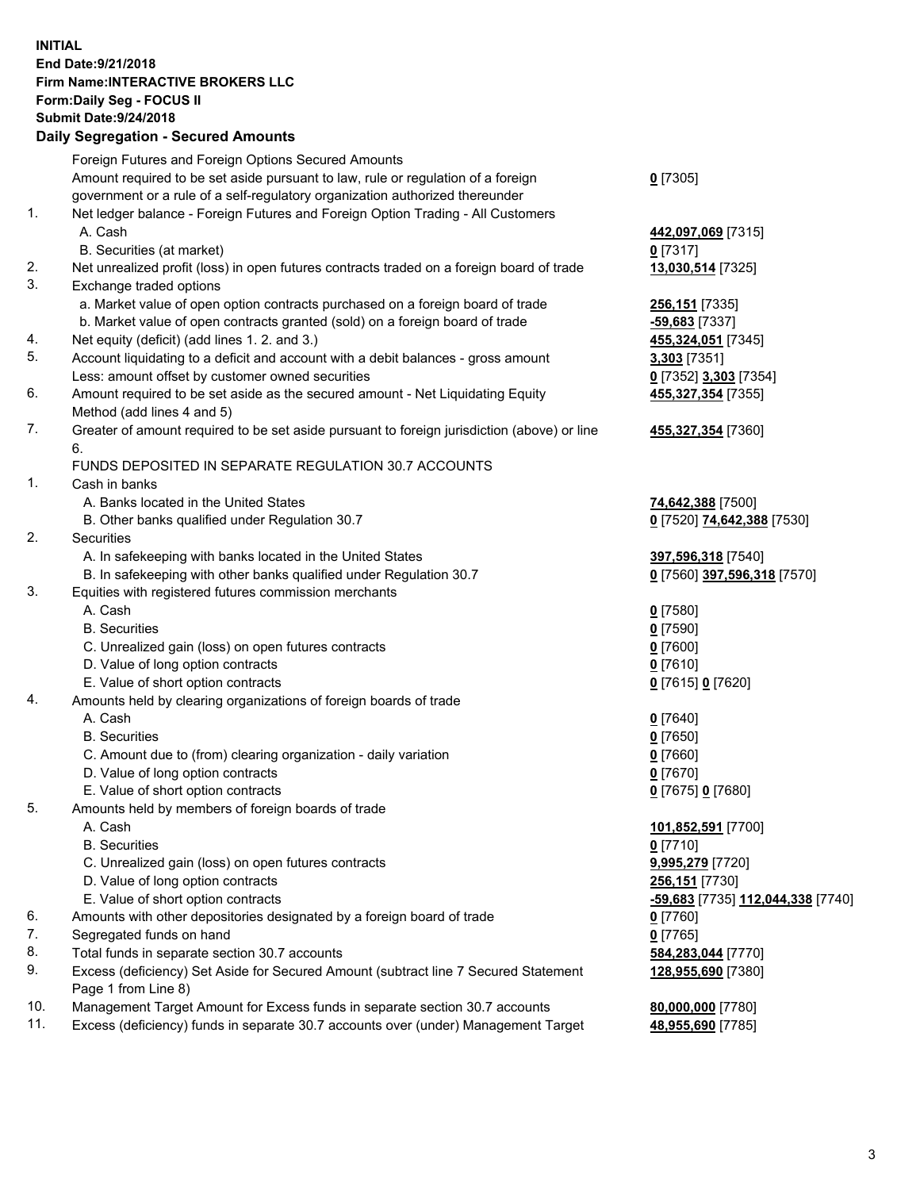**INITIAL**
**End Date:9/21/2018**
**Firm Name:INTERACTIVE BROKERS LLC**
**Form:Daily Seg - FOCUS II**
**Submit Date:9/24/2018**

## Daily Segregation - Secured Amounts

| | | |
|---|---|---|
| | Foreign Futures and Foreign Options Secured Amounts | |
| | Amount required to be set aside pursuant to law, rule or regulation of a foreign government or a rule of a self-regulatory organization authorized thereunder | **0** [7305] |
| 1. | Net ledger balance - Foreign Futures and Foreign Option Trading - All Customers | |
| | A. Cash | **442,097,069** [7315] |
| | B. Securities (at market) | **0** [7317] |
| 2. | Net unrealized profit (loss) in open futures contracts traded on a foreign board of trade | **13,030,514** [7325] |
| 3. | Exchange traded options | |
| | a. Market value of open option contracts purchased on a foreign board of trade | **256,151** [7335] |
| | b. Market value of open contracts granted (sold) on a foreign board of trade | **-59,683** [7337] |
| 4. | Net equity (deficit) (add lines 1. 2. and 3.) | **455,324,051** [7345] |
| 5. | Account liquidating to a deficit and account with a debit balances - gross amount | **3,303** [7351] |
| | Less: amount offset by customer owned securities | **0** [7352] **3,303** [7354] |
| 6. | Amount required to be set aside as the secured amount - Net Liquidating Equity Method (add lines 4 and 5) | **455,327,354** [7355] |
| 7. | Greater of amount required to be set aside pursuant to foreign jurisdiction (above) or line 6. | **455,327,354** [7360] |
| | FUNDS DEPOSITED IN SEPARATE REGULATION 30.7 ACCOUNTS | |
| 1. | Cash in banks | |
| | A. Banks located in the United States | **74,642,388** [7500] |
| | B. Other banks qualified under Regulation 30.7 | **0** [7520] **74,642,388** [7530] |
| 2. | Securities | |
| | A. In safekeeping with banks located in the United States | **397,596,318** [7540] |
| | B. In safekeeping with other banks qualified under Regulation 30.7 | **0** [7560] **397,596,318** [7570] |
| 3. | Equities with registered futures commission merchants | |
| | A. Cash | **0** [7580] |
| | B. Securities | **0** [7590] |
| | C. Unrealized gain (loss) on open futures contracts | **0** [7600] |
| | D. Value of long option contracts | **0** [7610] |
| | E. Value of short option contracts | **0** [7615] **0** [7620] |
| 4. | Amounts held by clearing organizations of foreign boards of trade | |
| | A. Cash | **0** [7640] |
| | B. Securities | **0** [7650] |
| | C. Amount due to (from) clearing organization - daily variation | **0** [7660] |
| | D. Value of long option contracts | **0** [7670] |
| | E. Value of short option contracts | **0** [7675] **0** [7680] |
| 5. | Amounts held by members of foreign boards of trade | |
| | A. Cash | **101,852,591** [7700] |
| | B. Securities | **0** [7710] |
| | C. Unrealized gain (loss) on open futures contracts | **9,995,279** [7720] |
| | D. Value of long option contracts | **256,151** [7730] |
| | E. Value of short option contracts | **-59,683** [7735] **112,044,338** [7740] |
| 6. | Amounts with other depositories designated by a foreign board of trade | **0** [7760] |
| 7. | Segregated funds on hand | **0** [7765] |
| 8. | Total funds in separate section 30.7 accounts | **584,283,044** [7770] |
| 9. | Excess (deficiency) Set Aside for Secured Amount (subtract line 7 Secured Statement Page 1 from Line 8) | **128,955,690** [7380] |
| 10. | Management Target Amount for Excess funds in separate section 30.7 accounts | **80,000,000** [7780] |
| 11. | Excess (deficiency) funds in separate 30.7 accounts over (under) Management Target | **48,955,690** [7785] |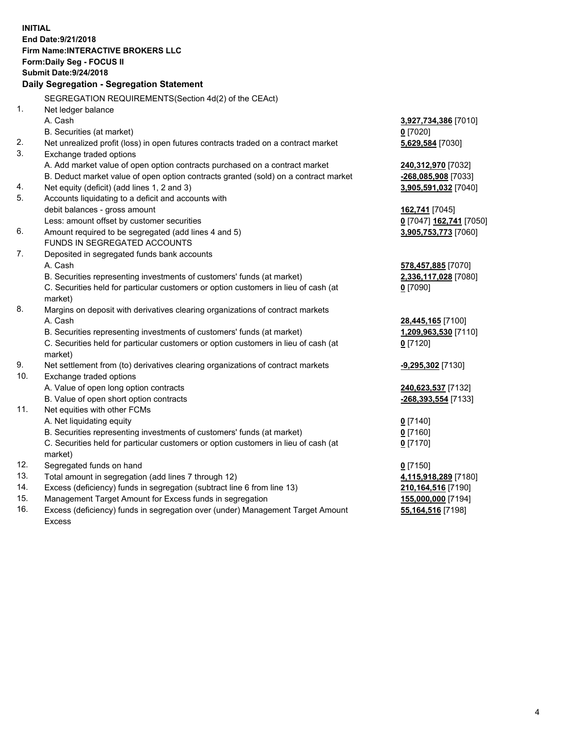**INITIAL**
**End Date:9/21/2018**
**Firm Name:INTERACTIVE BROKERS LLC**
**Form:Daily Seg - FOCUS II**
**Submit Date:9/24/2018**

## Daily Segregation - Segregation Statement

| | | |
|---|---|---|
| | SEGREGATION REQUIREMENTS(Section 4d(2) of the CEAct) | |
| 1. | Net ledger balance | |
| | A. Cash | **3,927,734,386** [7010] |
| | B. Securities (at market) | **0** [7020] |
| 2. | Net unrealized profit (loss) in open futures contracts traded on a contract market | **5,629,584** [7030] |
| 3. | Exchange traded options | |
| | A. Add market value of open option contracts purchased on a contract market | **240,312,970** [7032] |
| | B. Deduct market value of open option contracts granted (sold) on a contract market | **-268,085,908** [7033] |
| 4. | Net equity (deficit) (add lines 1, 2 and 3) | **3,905,591,032** [7040] |
| 5. | Accounts liquidating to a deficit and accounts with | |
| | debit balances - gross amount | **162,741** [7045] |
| | Less: amount offset by customer securities | **0** [7047] **162,741** [7050] |
| 6. | Amount required to be segregated (add lines 4 and 5) | **3,905,753,773** [7060] |
| | FUNDS IN SEGREGATED ACCOUNTS | |
| 7. | Deposited in segregated funds bank accounts | |
| | A. Cash | **578,457,885** [7070] |
| | B. Securities representing investments of customers' funds (at market) | **2,336,117,028** [7080] |
| | C. Securities held for particular customers or option customers in lieu of cash (at market) | **0** [7090] |
| 8. | Margins on deposit with derivatives clearing organizations of contract markets | |
| | A. Cash | **28,445,165** [7100] |
| | B. Securities representing investments of customers' funds (at market) | **1,209,963,530** [7110] |
| | C. Securities held for particular customers or option customers in lieu of cash (at market) | **0** [7120] |
| 9. | Net settlement from (to) derivatives clearing organizations of contract markets | **-9,295,302** [7130] |
| 10. | Exchange traded options | |
| | A. Value of open long option contracts | **240,623,537** [7132] |
| | B. Value of open short option contracts | **-268,393,554** [7133] |
| 11. | Net equities with other FCMs | |
| | A. Net liquidating equity | **0** [7140] |
| | B. Securities representing investments of customers' funds (at market) | **0** [7160] |
| | C. Securities held for particular customers or option customers in lieu of cash (at market) | **0** [7170] |
| 12. | Segregated funds on hand | **0** [7150] |
| 13. | Total amount in segregation (add lines 7 through 12) | **4,115,918,289** [7180] |
| 14. | Excess (deficiency) funds in segregation (subtract line 6 from line 13) | **210,164,516** [7190] |
| 15. | Management Target Amount for Excess funds in segregation | **155,000,000** [7194] |
| 16. | Excess (deficiency) funds in segregation over (under) Management Target Amount Excess | **55,164,516** [7198] |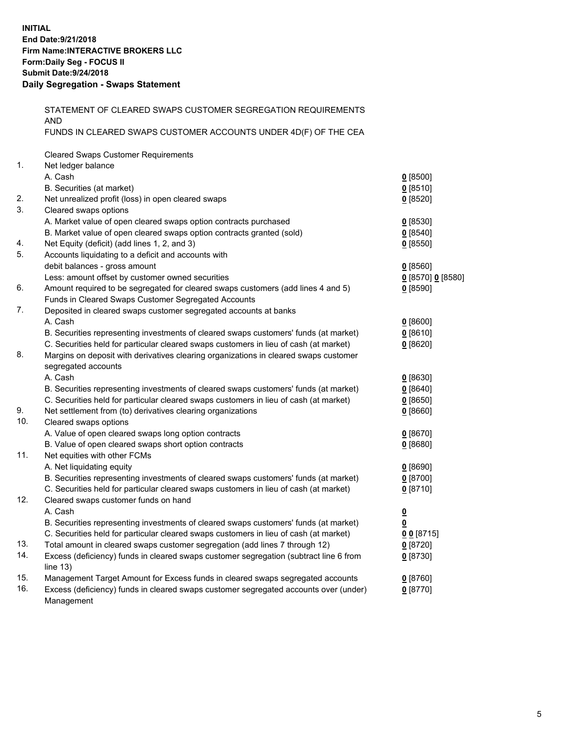**INITIAL**
**End Date:9/21/2018**
**Firm Name:INTERACTIVE BROKERS LLC**
**Form:Daily Seg - FOCUS II**
**Submit Date:9/24/2018**
**Daily Segregation - Swaps Statement**

STATEMENT OF CLEARED SWAPS CUSTOMER SEGREGATION REQUIREMENTS AND FUNDS IN CLEARED SWAPS CUSTOMER ACCOUNTS UNDER 4D(F) OF THE CEA

| | | |
|---|---|---|
| | Cleared Swaps Customer Requirements | |
| 1. | Net ledger balance | |
| | A. Cash | 0 [8500] |
| | B. Securities (at market) | 0 [8510] |
| 2. | Net unrealized profit (loss) in open cleared swaps | 0 [8520] |
| 3. | Cleared swaps options | |
| | A. Market value of open cleared swaps option contracts purchased | 0 [8530] |
| | B. Market value of open cleared swaps option contracts granted (sold) | 0 [8540] |
| 4. | Net Equity (deficit) (add lines 1, 2, and 3) | 0 [8550] |
| 5. | Accounts liquidating to a deficit and accounts with debit balances - gross amount | 0 [8560] |
| | Less: amount offset by customer owned securities | 0 [8570] 0 [8580] |
| 6. | Amount required to be segregated for cleared swaps customers (add lines 4 and 5) | 0 [8590] |
| | Funds in Cleared Swaps Customer Segregated Accounts | |
| 7. | Deposited in cleared swaps customer segregated accounts at banks | |
| | A. Cash | 0 [8600] |
| | B. Securities representing investments of cleared swaps customers' funds (at market) | 0 [8610] |
| | C. Securities held for particular cleared swaps customers in lieu of cash (at market) | 0 [8620] |
| 8. | Margins on deposit with derivatives clearing organizations in cleared swaps customer segregated accounts | |
| | A. Cash | 0 [8630] |
| | B. Securities representing investments of cleared swaps customers' funds (at market) | 0 [8640] |
| | C. Securities held for particular cleared swaps customers in lieu of cash (at market) | 0 [8650] |
| 9. | Net settlement from (to) derivatives clearing organizations | 0 [8660] |
| 10. | Cleared swaps options | |
| | A. Value of open cleared swaps long option contracts | 0 [8670] |
| | B. Value of open cleared swaps short option contracts | 0 [8680] |
| 11. | Net equities with other FCMs | |
| | A. Net liquidating equity | 0 [8690] |
| | B. Securities representing investments of cleared swaps customers' funds (at market) | 0 [8700] |
| | C. Securities held for particular cleared swaps customers in lieu of cash (at market) | 0 [8710] |
| 12. | Cleared swaps customer funds on hand | |
| | A. Cash | 0 |
| | B. Securities representing investments of cleared swaps customers' funds (at market) | 0 |
| | C. Securities held for particular cleared swaps customers in lieu of cash (at market) | 0 0 [8715] |
| 13. | Total amount in cleared swaps customer segregation (add lines 7 through 12) | 0 [8720] |
| 14. | Excess (deficiency) funds in cleared swaps customer segregation (subtract line 6 from line 13) | 0 [8730] |
| 15. | Management Target Amount for Excess funds in cleared swaps segregated accounts | 0 [8760] |
| 16. | Excess (deficiency) funds in cleared swaps customer segregated accounts over (under) Management | 0 [8770] |